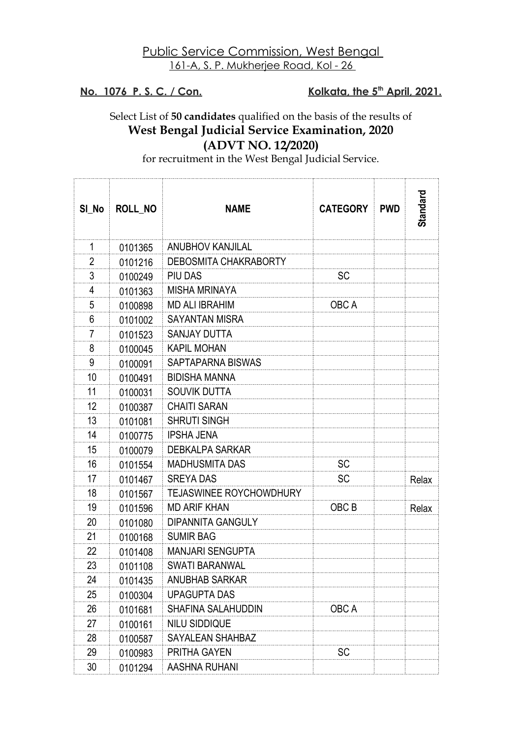Public Service Commission, West Bengal
161-A, S. P. Mukherjee Road, Kol - 26

**No. 1076 P. S. C. / Con.** **Kolkata, the 5th April, 2021.**

Select List of **50 candidates** qualified on the basis of the results of

**West Bengal Judicial Service Examination, 2020**
**(ADVT NO. 12/2020)**

for recruitment in the West Bengal Judicial Service.

| Sl_No | ROLL_NO | NAME | CATEGORY | PWD | Standard |
|---|---|---|---|---|---|
| 1 | 0101365 | ANUBHOV KANJILAL | | | |
| 2 | 0101216 | DEBOSMITA CHAKRABORTY | | | |
| 3 | 0100249 | PIU DAS | SC | | |
| 4 | 0101363 | MISHA MRINAYA | | | |
| 5 | 0100898 | MD ALI IBRAHIM | OBC A | | |
| 6 | 0101002 | SAYANTAN MISRA | | | |
| 7 | 0101523 | SANJAY DUTTA | | | |
| 8 | 0100045 | KAPIL MOHAN | | | |
| 9 | 0100091 | SAPTAPARNA BISWAS | | | |
| 10 | 0100491 | BIDISHA MANNA | | | |
| 11 | 0100031 | SOUVIK DUTTA | | | |
| 12 | 0100387 | CHAITI SARAN | | | |
| 13 | 0101081 | SHRUTI SINGH | | | |
| 14 | 0100775 | IPSHA JENA | | | |
| 15 | 0100079 | DEBKALPA SARKAR | | | |
| 16 | 0101554 | MADHUSMITA DAS | SC | | |
| 17 | 0101467 | SREYA DAS | SC | | Relax |
| 18 | 0101567 | TEJASWINEE ROYCHOWDHURY | | | |
| 19 | 0101596 | MD ARIF KHAN | OBC B | | Relax |
| 20 | 0101080 | DIPANNITA GANGULY | | | |
| 21 | 0100168 | SUMIR BAG | | | |
| 22 | 0101408 | MANJARI SENGUPTA | | | |
| 23 | 0101108 | SWATI BARANWAL | | | |
| 24 | 0101435 | ANUBHAB SARKAR | | | |
| 25 | 0100304 | UPAGUPTA DAS | | | |
| 26 | 0101681 | SHAFINA SALAHUDDIN | OBC A | | |
| 27 | 0100161 | NILU SIDDIQUE | | | |
| 28 | 0100587 | SAYALEAN SHAHBAZ | | | |
| 29 | 0100983 | PRITHA GAYEN | SC | | |
| 30 | 0101294 | AASHNA RUHANI | | | |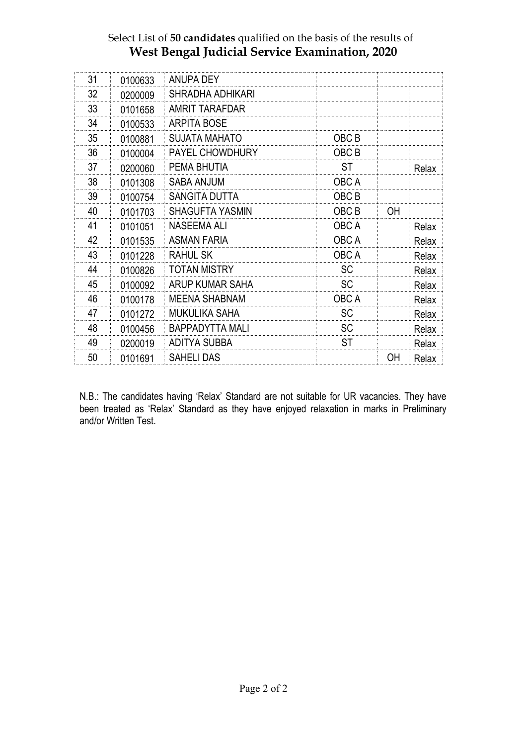Select List of **50 candidates** qualified on the basis of the results of

**West Bengal Judicial Service Examination, 2020**

| | | | | | |
|---|---|---|---|---|---|
| 31 | 0100633 | ANUPA DEY | | | |
| 32 | 0200009 | SHRADHA ADHIKARI | | | |
| 33 | 0101658 | AMRIT TARAFDAR | | | |
| 34 | 0100533 | ARPITA BOSE | | | |
| 35 | 0100881 | SUJATA MAHATO | OBC B | | |
| 36 | 0100004 | PAYEL CHOWDHURY | OBC B | | |
| 37 | 0200060 | PEMA BHUTIA | ST | | Relax |
| 38 | 0101308 | SABA ANJUM | OBC A | | |
| 39 | 0100754 | SANGITA DUTTA | OBC B | | |
| 40 | 0101703 | SHAGUFTA YASMIN | OBC B | OH | |
| 41 | 0101051 | NASEEMA ALI | OBC A | | Relax |
| 42 | 0101535 | ASMAN FARIA | OBC A | | Relax |
| 43 | 0101228 | RAHUL SK | OBC A | | Relax |
| 44 | 0100826 | TOTAN MISTRY | SC | | Relax |
| 45 | 0100092 | ARUP KUMAR SAHA | SC | | Relax |
| 46 | 0100178 | MEENA SHABNAM | OBC A | | Relax |
| 47 | 0101272 | MUKULIKA SAHA | SC | | Relax |
| 48 | 0100456 | BAPPADYTTA MALI | SC | | Relax |
| 49 | 0200019 | ADITYA SUBBA | ST | | Relax |
| 50 | 0101691 | SAHELI DAS | | OH | Relax |

N.B.: The candidates having 'Relax' Standard are not suitable for UR vacancies. They have been treated as 'Relax' Standard as they have enjoyed relaxation in marks in Preliminary and/or Written Test.